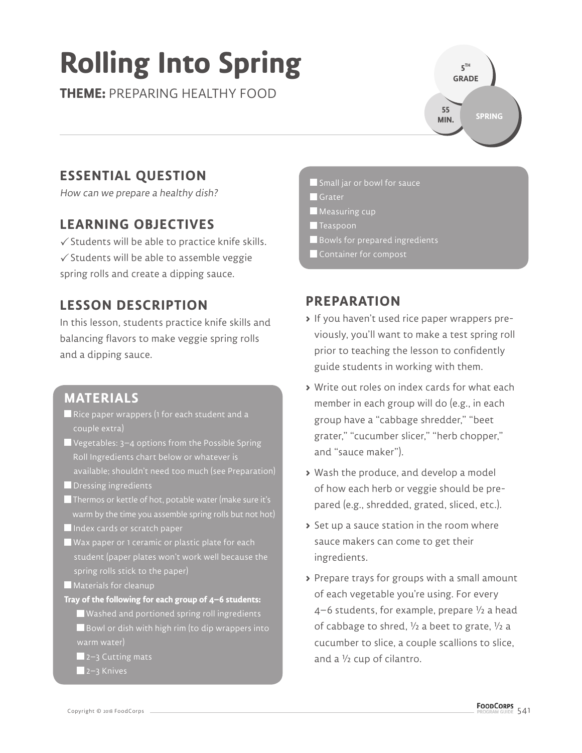# Rolling Into Spring

**THEME:** PREPARING HEALTHY FOOD

5TH GRADE | 55 MIN. | SPRING

## ESSENTIAL QUESTION

*How can we prepare a healthy dish?*

## LEARNING OBJECTIVES

✓ Students will be able to practice knife skills.
✓ Students will be able to assemble veggie spring rolls and create a dipping sauce.

## LESSON DESCRIPTION

In this lesson, students practice knife skills and balancing flavors to make veggie spring rolls and a dipping sauce.

## MATERIALS

- Rice paper wrappers (1 for each student and a couple extra)
- Vegetables: 3–4 options from the Possible Spring Roll Ingredients chart below or whatever is available; shouldn't need too much (see Preparation)
- Dressing ingredients
- Thermos or kettle of hot, potable water (make sure it's warm by the time you assemble spring rolls but not hot)
- Index cards or scratch paper
- Wax paper or 1 ceramic or plastic plate for each student (paper plates won't work well because the spring rolls stick to the paper)
- Materials for cleanup

**Tray of the following for each group of 4–6 students:**

- Washed and portioned spring roll ingredients
- Bowl or dish with high rim (to dip wrappers into warm water)
- 2–3 Cutting mats
- 2–3 Knives
- Small jar or bowl for sauce
- Grater
- Measuring cup
- Teaspoon
- Bowls for prepared ingredients
- Container for compost

## PREPARATION

- If you haven't used rice paper wrappers previously, you'll want to make a test spring roll prior to teaching the lesson to confidently guide students in working with them.
- Write out roles on index cards for what each member in each group will do (e.g., in each group have a "cabbage shredder," "beet grater," "cucumber slicer," "herb chopper," and "sauce maker").
- Wash the produce, and develop a model of how each herb or veggie should be prepared (e.g., shredded, grated, sliced, etc.).
- Set up a sauce station in the room where sauce makers can come to get their ingredients.
- Prepare trays for groups with a small amount of each vegetable you're using. For every 4–6 students, for example, prepare ½ a head of cabbage to shred, ½ a beet to grate, ½ a cucumber to slice, a couple scallions to slice, and a ½ cup of cilantro.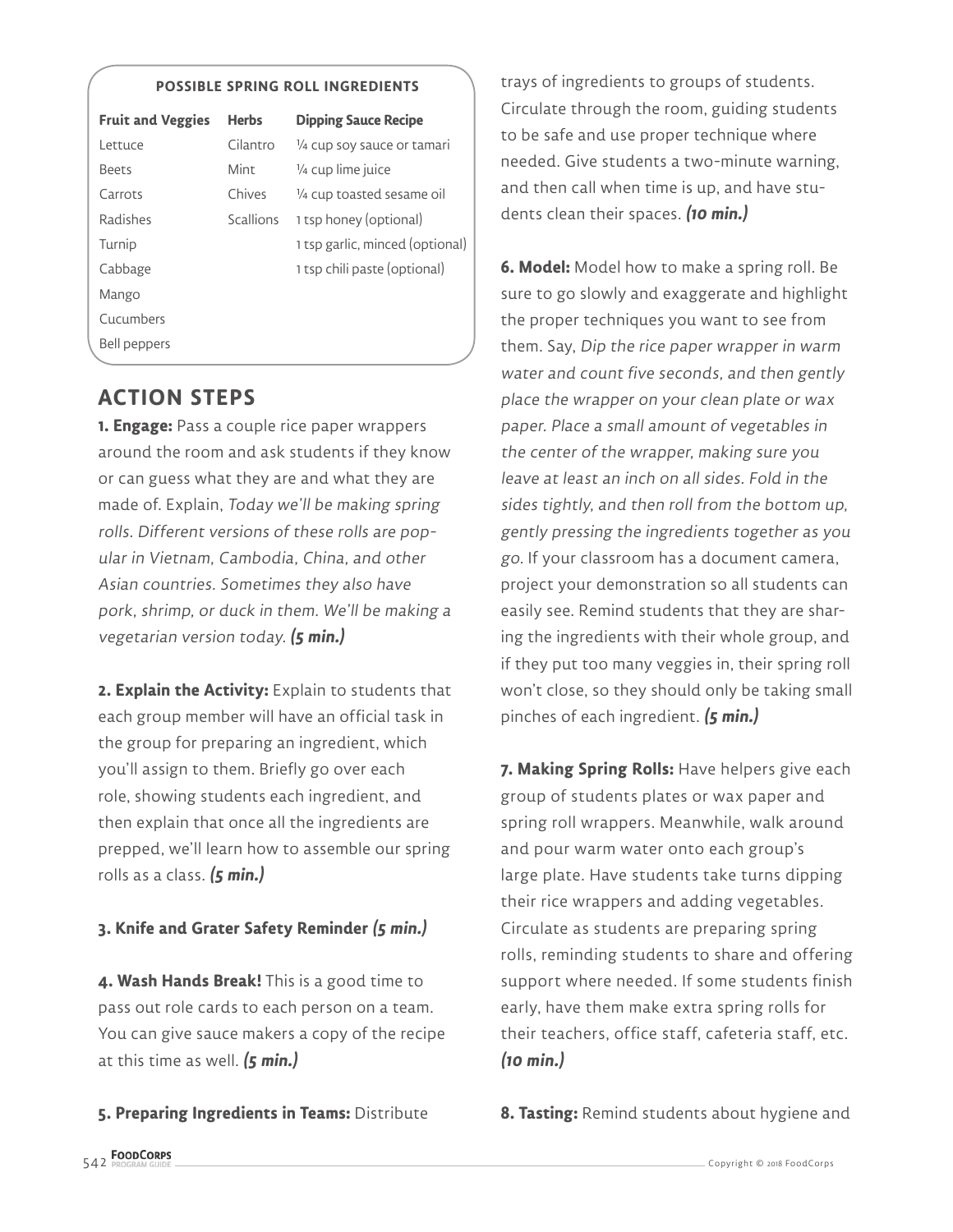**POSSIBLE SPRING ROLL INGREDIENTS**

| Fruit and Veggies | Herbs | Dipping Sauce Recipe |
| --- | --- | --- |
| Lettuce | Cilantro | ¼ cup soy sauce or tamari |
| Beets | Mint | ¼ cup lime juice |
| Carrots | Chives | ¼ cup toasted sesame oil |
| Radishes | Scallions | 1 tsp honey (optional) |
| Turnip | | 1 tsp garlic, minced (optional) |
| Cabbage | | 1 tsp chili paste (optional) |
| Mango | | |
| Cucumbers | | |
| Bell peppers | | |

## ACTION STEPS

**1. Engage:** Pass a couple rice paper wrappers around the room and ask students if they know or can guess what they are and what they are made of. Explain, *Today we'll be making spring rolls. Different versions of these rolls are popular in Vietnam, Cambodia, China, and other Asian countries. Sometimes they also have pork, shrimp, or duck in them. We'll be making a vegetarian version today.* ***(5 min.)***

**2. Explain the Activity:** Explain to students that each group member will have an official task in the group for preparing an ingredient, which you'll assign to them. Briefly go over each role, showing students each ingredient, and then explain that once all the ingredients are prepped, we'll learn how to assemble our spring rolls as a class. ***(5 min.)***

**3. Knife and Grater Safety Reminder** ***(5 min.)***

**4. Wash Hands Break!** This is a good time to pass out role cards to each person on a team. You can give sauce makers a copy of the recipe at this time as well. ***(5 min.)***

**5. Preparing Ingredients in Teams:** Distribute trays of ingredients to groups of students. Circulate through the room, guiding students to be safe and use proper technique where needed. Give students a two-minute warning, and then call when time is up, and have students clean their spaces. ***(10 min.)***

**6. Model:** Model how to make a spring roll. Be sure to go slowly and exaggerate and highlight the proper techniques you want to see from them. Say, *Dip the rice paper wrapper in warm water and count five seconds, and then gently place the wrapper on your clean plate or wax paper. Place a small amount of vegetables in the center of the wrapper, making sure you leave at least an inch on all sides. Fold in the sides tightly, and then roll from the bottom up, gently pressing the ingredients together as you go.* If your classroom has a document camera, project your demonstration so all students can easily see. Remind students that they are sharing the ingredients with their whole group, and if they put too many veggies in, their spring roll won't close, so they should only be taking small pinches of each ingredient. ***(5 min.)***

**7. Making Spring Rolls:** Have helpers give each group of students plates or wax paper and spring roll wrappers. Meanwhile, walk around and pour warm water onto each group's large plate. Have students take turns dipping their rice wrappers and adding vegetables. Circulate as students are preparing spring rolls, reminding students to share and offering support where needed. If some students finish early, have them make extra spring rolls for their teachers, office staff, cafeteria staff, etc. ***(10 min.)***

**8. Tasting:** Remind students about hygiene and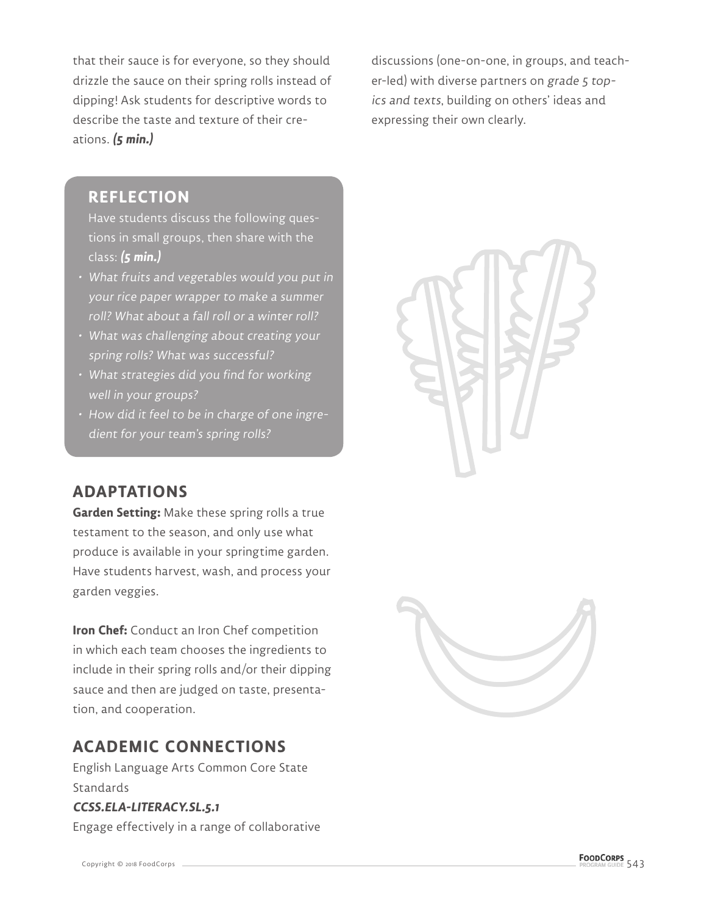that their sauce is for everyone, so they should drizzle the sauce on their spring rolls instead of dipping! Ask students for descriptive words to describe the taste and texture of their creations. ***(5 min.)***

## REFLECTION

Have students discuss the following questions in small groups, then share with the class: ***(5 min.)***

- *What fruits and vegetables would you put in your rice paper wrapper to make a summer roll? What about a fall roll or a winter roll?*
- *What was challenging about creating your spring rolls? What was successful?*
- *What strategies did you find for working well in your groups?*
- *How did it feel to be in charge of one ingredient for your team's spring rolls?*

## ADAPTATIONS

**Garden Setting:** Make these spring rolls a true testament to the season, and only use what produce is available in your springtime garden. Have students harvest, wash, and process your garden veggies.

**Iron Chef:** Conduct an Iron Chef competition in which each team chooses the ingredients to include in their spring rolls and/or their dipping sauce and then are judged on taste, presentation, and cooperation.

## ACADEMIC CONNECTIONS

English Language Arts Common Core State Standards

***CCSS.ELA-LITERACY.SL.5.1***

Engage effectively in a range of collaborative discussions (one-on-one, in groups, and teacher-led) with diverse partners on *grade 5 topics and texts*, building on others' ideas and expressing their own clearly.